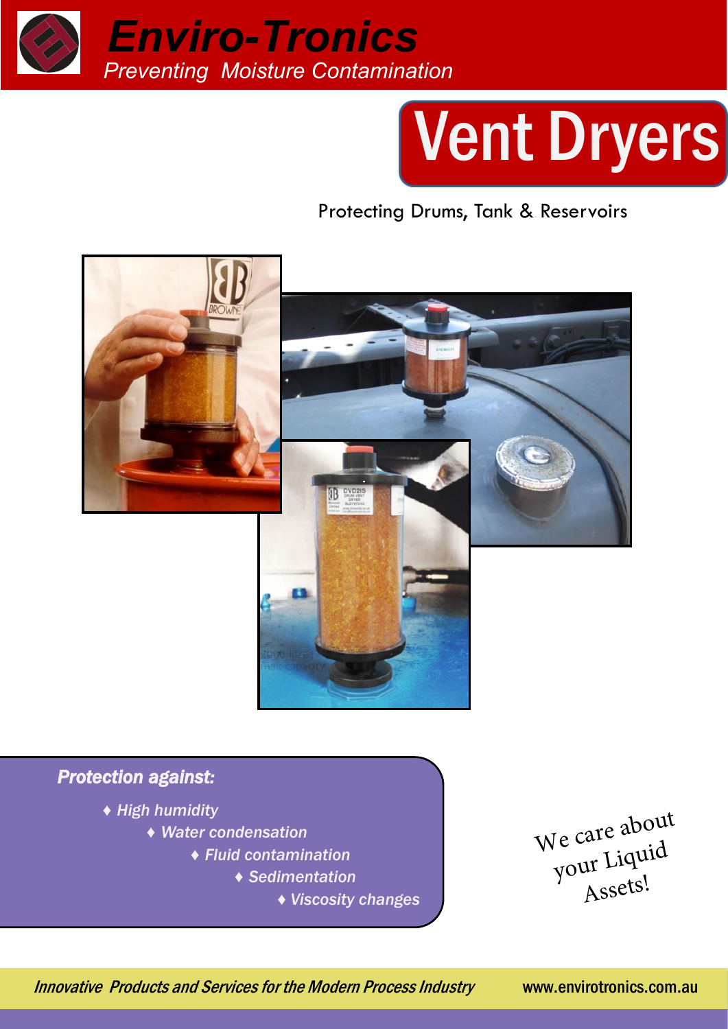# Enviro-Tronics

*Preventing Moisture Contamination*

# Vent Dryers

Protecting Drums, Tank & Reservoirs

***Protection against:***

- *High humidity*
- *Water condensation*
- *Fluid contamination*
- *Sedimentation*
- *Viscosity changes*

We care about your Liquid Assets!

*Innovative Products and Services for the Modern Process Industry*

www.envirotronics.com.au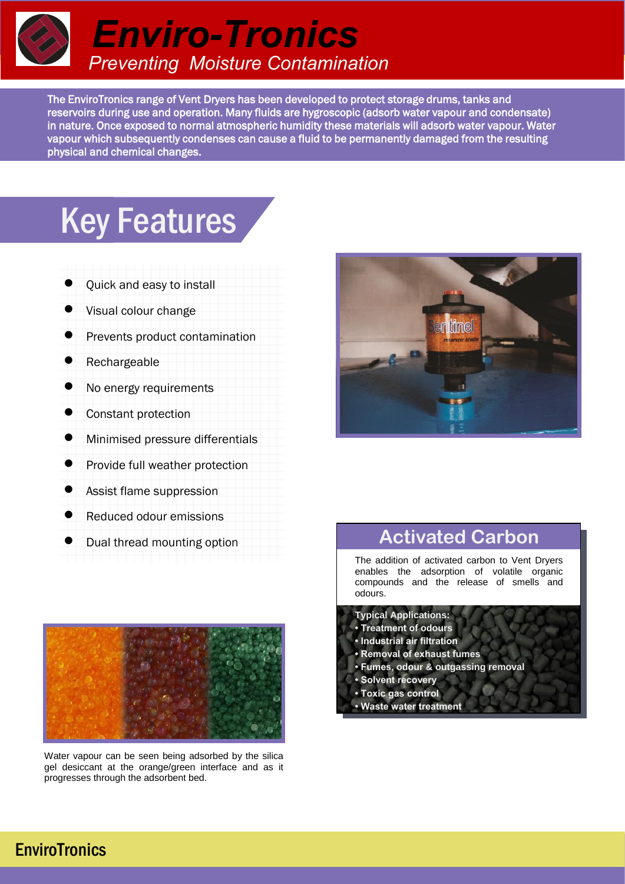# Enviro-Tronics

*Preventing Moisture Contamination*

The EnviroTronics range of Vent Dryers has been developed to protect storage drums, tanks and reservoirs during use and operation. Many fluids are hygroscopic (adsorb water vapour and condensate) in nature. Once exposed to normal atmospheric humidity these materials will adsorb water vapour. Water vapour which subsequently condenses can cause a fluid to be permanently damaged from the resulting physical and chemical changes.

## Key Features

- Quick and easy to install
- Visual colour change
- Prevents product contamination
- Rechargeable
- No energy requirements
- Constant protection
- Minimised pressure differentials
- Provide full weather protection
- Assist flame suppression
- Reduced odour emissions
- Dual thread mounting option

Water vapour can be seen being adsorbed by the silica gel desiccant at the orange/green interface and as it progresses through the adsorbent bed.

## Activated Carbon

The addition of activated carbon to Vent Dryers enables the adsorption of volatile organic compounds and the release of smells and odours.

**Typical Applications:**

- **Treatment of odours**
- **Industrial air filtration**
- **Removal of exhaust fumes**
- **Fumes, odour & outgassing removal**
- **Solvent recovery**
- **Toxic gas control**
- **Waste water treatment**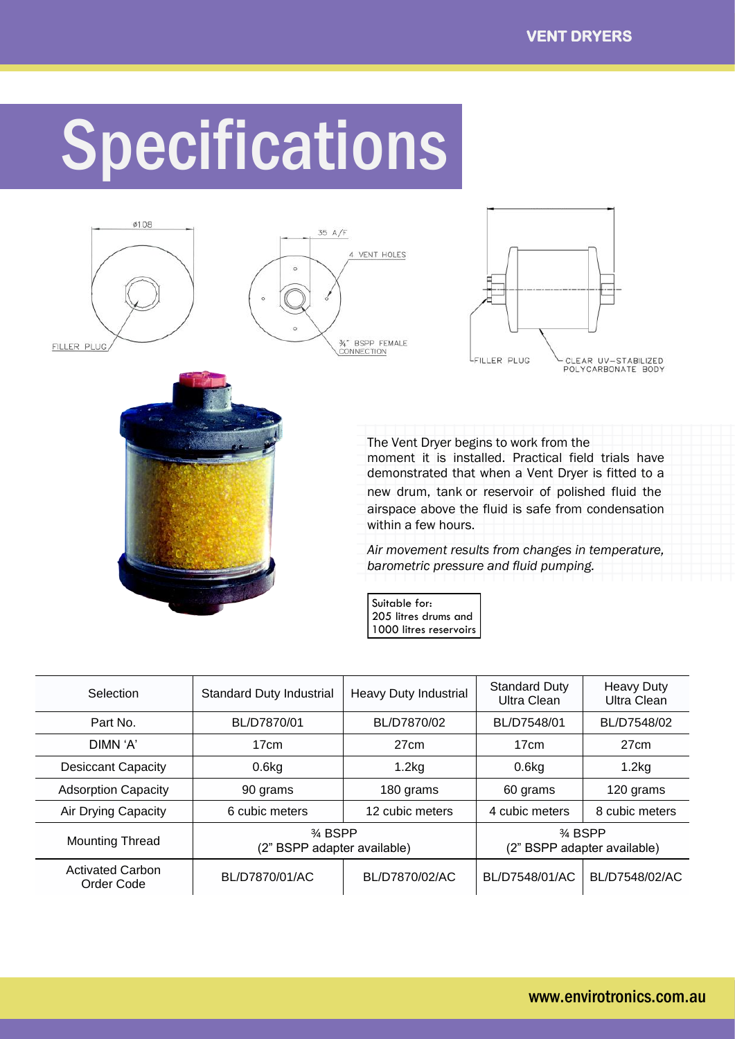# Specifications

ø108

FILLER PLUG

35 A/F

4 VENT HOLES

¾" BSPP FEMALE CONNECTION

FILLER PLUG

CLEAR UV-STABILIZED POLYCARBONATE BODY

The Vent Dryer begins to work from the moment it is installed. Practical field trials have demonstrated that when a Vent Dryer is fitted to a new drum, tank or reservoir of polished fluid the airspace above the fluid is safe from condensation within a few hours.

*Air movement results from changes in temperature, barometric pressure and fluid pumping.*

Suitable for:
205 litres drums and
1000 litres reservoirs

| Selection | Standard Duty Industrial | Heavy Duty Industrial | Standard Duty Ultra Clean | Heavy Duty Ultra Clean |
|---|---|---|---|---|
| Part No. | BL/D7870/01 | BL/D7870/02 | BL/D7548/01 | BL/D7548/02 |
| DIMN 'A' | 17cm | 27cm | 17cm | 27cm |
| Desiccant Capacity | 0.6kg | 1.2kg | 0.6kg | 1.2kg |
| Adsorption Capacity | 90 grams | 180 grams | 60 grams | 120 grams |
| Air Drying Capacity | 6 cubic meters | 12 cubic meters | 4 cubic meters | 8 cubic meters |
| Mounting Thread | ¾ BSPP (2" BSPP adapter available) | | ¾ BSPP (2" BSPP adapter available) | |
| Activated Carbon Order Code | BL/D7870/01/AC | BL/D7870/02/AC | BL/D7548/01/AC | BL/D7548/02/AC |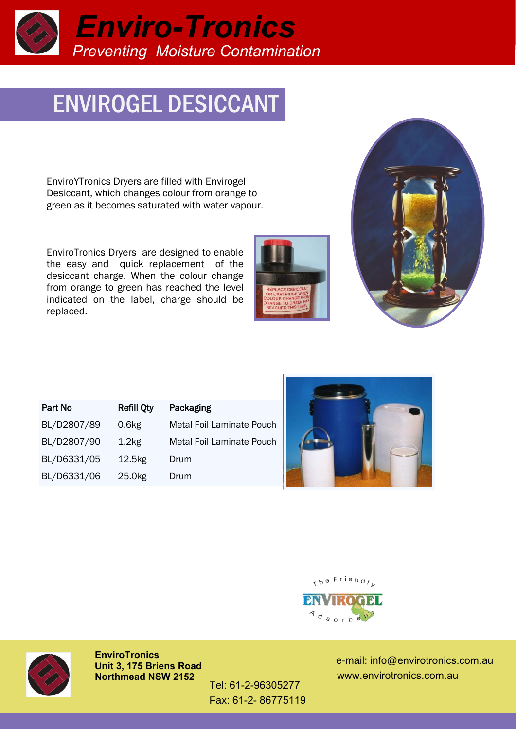# Enviro-Tronics

*Preventing Moisture Contamination*

## ENVIROGEL DESICCANT

EnviroYTronics Dryers are filled with Envirogel Desiccant, which changes colour from orange to green as it becomes saturated with water vapour.

EnviroTronics Dryers are designed to enable the easy and quick replacement of the desiccant charge. When the colour change from orange to green has reached the level indicated on the label, charge should be replaced.

| Part No | Refill Qty | Packaging |
|---|---|---|
| BL/D2807/89 | 0.6kg | Metal Foil Laminate Pouch |
| BL/D2807/90 | 1.2kg | Metal Foil Laminate Pouch |
| BL/D6331/05 | 12.5kg | Drum |
| BL/D6331/06 | 25.0kg | Drum |

The Friendly ENVIROGEL Adsorbent

**EnviroTronics**
**Unit 3, 175 Briens Road**
**Northmead NSW 2152**

Tel: 61-2-96305277
Fax: 61-2- 86775119

e-mail: info@envirotronics.com.au
www.envirotronics.com.au